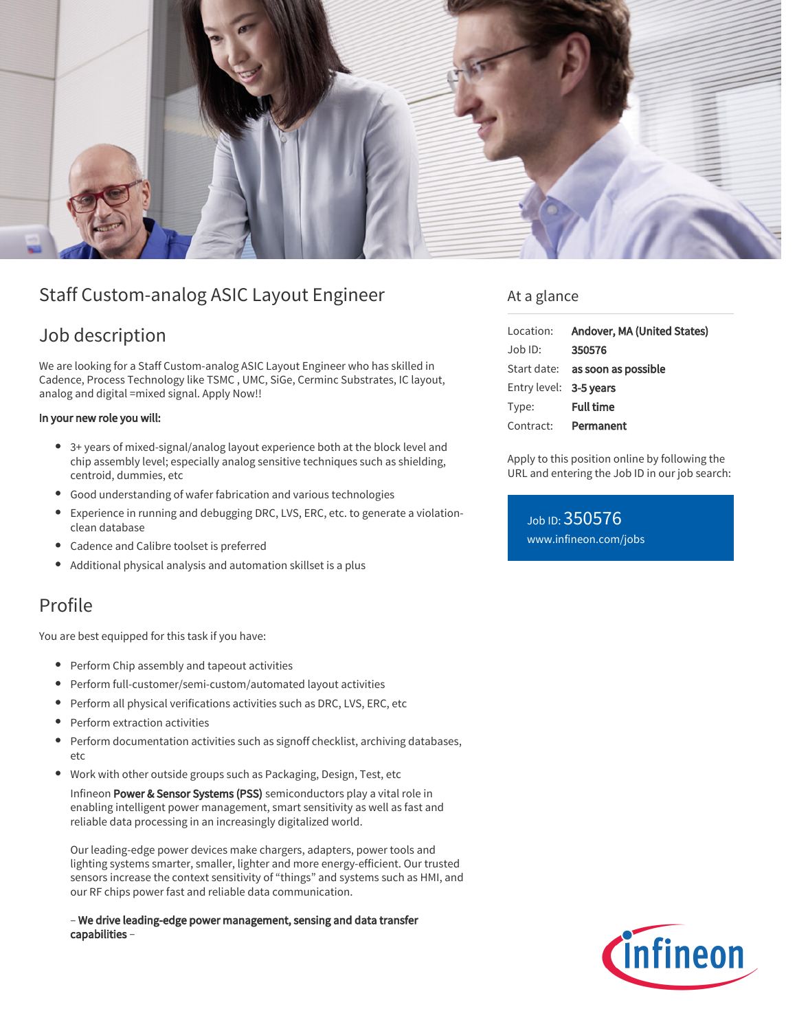# Staff Custom-analog ASIC Layout Engineer

## Job description

We are looking for a Staff Custom-analog ASIC Layout Engineer who has skilled in Cadence, Process Technology like TSMC , UMC, SiGe, Cerminc Substrates, IC layout, analog and digital =mixed signal. Apply Now!!

**In your new role you will:**

- 3+ years of mixed-signal/analog layout experience both at the block level and chip assembly level; especially analog sensitive techniques such as shielding, centroid, dummies, etc
- Good understanding of wafer fabrication and various technologies
- Experience in running and debugging DRC, LVS, ERC, etc. to generate a violation-clean database
- Cadence and Calibre toolset is preferred
- Additional physical analysis and automation skillset is a plus

## Profile

You are best equipped for this task if you have:

- Perform Chip assembly and tapeout activities
- Perform full-customer/semi-custom/automated layout activities
- Perform all physical verifications activities such as DRC, LVS, ERC, etc
- Perform extraction activities
- Perform documentation activities such as signoff checklist, archiving databases, etc
- Work with other outside groups such as Packaging, Design, Test, etc

  Infineon **Power & Sensor Systems (PSS)** semiconductors play a vital role in enabling intelligent power management, smart sensitivity as well as fast and reliable data processing in an increasingly digitalized world.

  Our leading-edge power devices make chargers, adapters, power tools and lighting systems smarter, smaller, lighter and more energy-efficient. Our trusted sensors increase the context sensitivity of "things" and systems such as HMI, and our RF chips power fast and reliable data communication.

  – **We drive leading-edge power management, sensing and data transfer capabilities** –

## At a glance

| | |
|---|---|
| Location: | **Andover, MA (United States)** |
| Job ID: | **350576** |
| Start date: | **as soon as possible** |
| Entry level: | **3-5 years** |
| Type: | **Full time** |
| Contract: | **Permanent** |

Apply to this position online by following the URL and entering the Job ID in our job search:

Job ID: 350576
www.infineon.com/jobs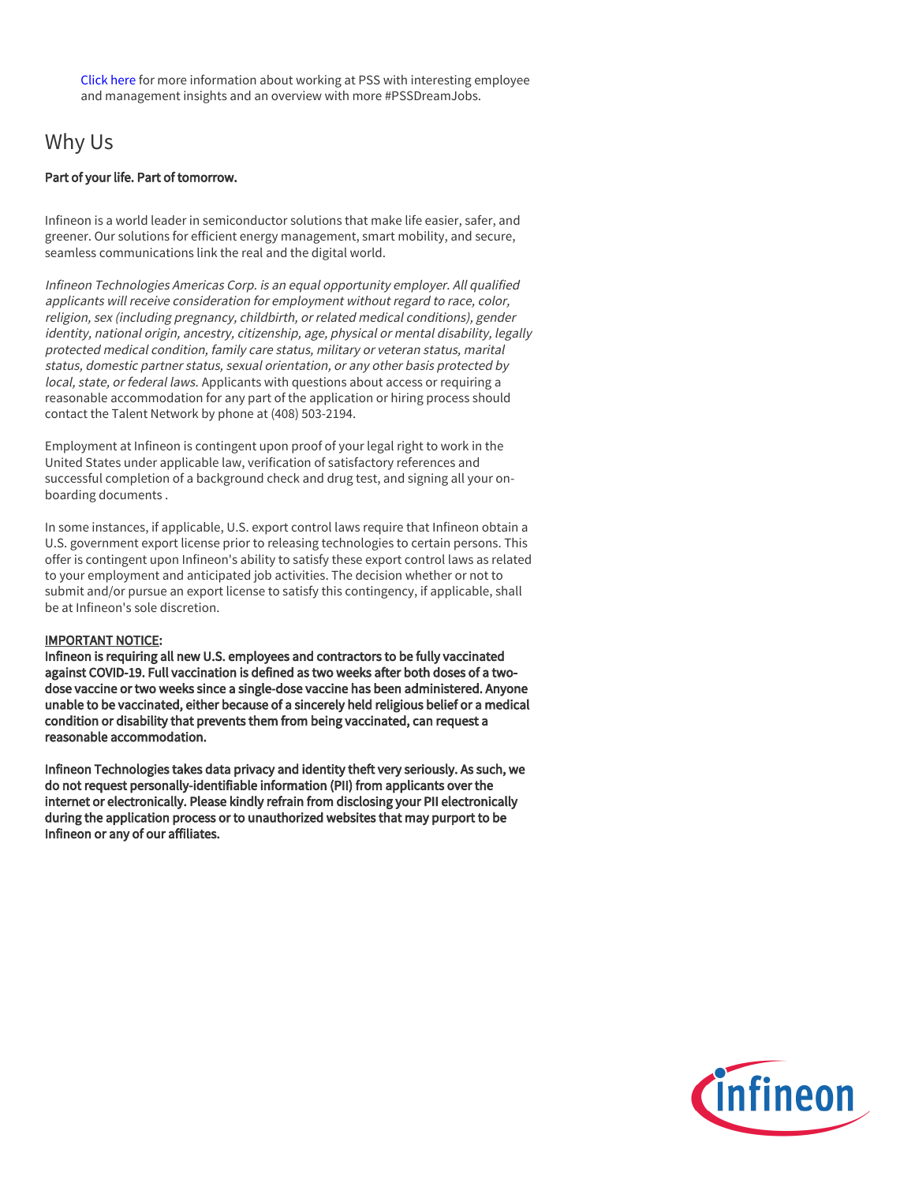Click here for more information about working at PSS with interesting employee and management insights and an overview with more #PSSDreamJobs.

## Why Us

**Part of your life. Part of tomorrow.**

Infineon is a world leader in semiconductor solutions that make life easier, safer, and greener. Our solutions for efficient energy management, smart mobility, and secure, seamless communications link the real and the digital world.

*Infineon Technologies Americas Corp. is an equal opportunity employer. All qualified applicants will receive consideration for employment without regard to race, color, religion, sex (including pregnancy, childbirth, or related medical conditions), gender identity, national origin, ancestry, citizenship, age, physical or mental disability, legally protected medical condition, family care status, military or veteran status, marital status, domestic partner status, sexual orientation, or any other basis protected by local, state, or federal laws.* Applicants with questions about access or requiring a reasonable accommodation for any part of the application or hiring process should contact the Talent Network by phone at (408) 503-2194.

Employment at Infineon is contingent upon proof of your legal right to work in the United States under applicable law, verification of satisfactory references and successful completion of a background check and drug test, and signing all your on-boarding documents .

In some instances, if applicable, U.S. export control laws require that Infineon obtain a U.S. government export license prior to releasing technologies to certain persons. This offer is contingent upon Infineon's ability to satisfy these export control laws as related to your employment and anticipated job activities. The decision whether or not to submit and/or pursue an export license to satisfy this contingency, if applicable, shall be at Infineon's sole discretion.

**IMPORTANT NOTICE:**
**Infineon is requiring all new U.S. employees and contractors to be fully vaccinated against COVID-19. Full vaccination is defined as two weeks after both doses of a two-dose vaccine or two weeks since a single-dose vaccine has been administered. Anyone unable to be vaccinated, either because of a sincerely held religious belief or a medical condition or disability that prevents them from being vaccinated, can request a reasonable accommodation.**

**Infineon Technologies takes data privacy and identity theft very seriously. As such, we do not request personally-identifiable information (PII) from applicants over the internet or electronically. Please kindly refrain from disclosing your PII electronically during the application process or to unauthorized websites that may purport to be Infineon or any of our affiliates.**